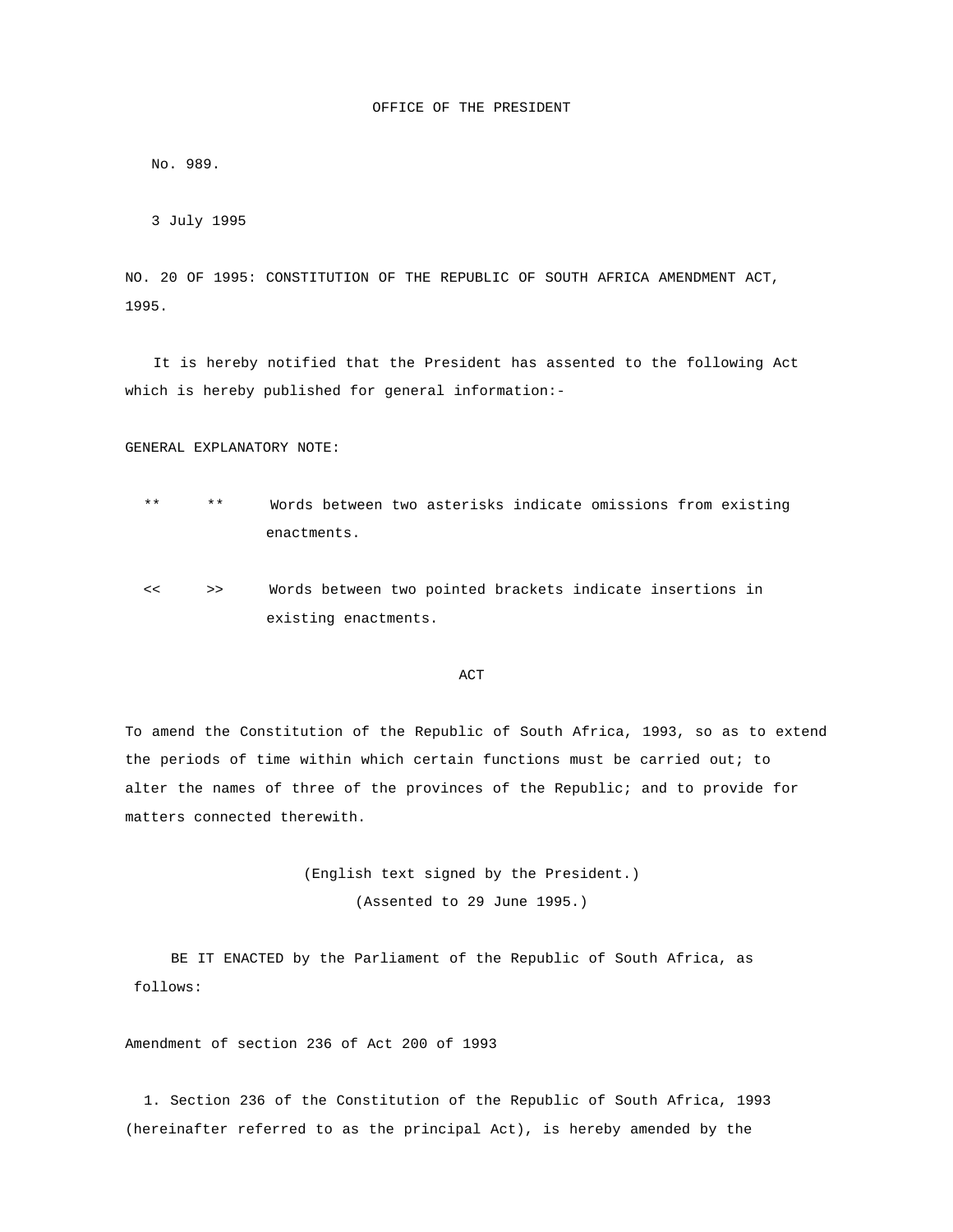# OFFICE OF THE PRESIDENT

No. 989.

3 July 1995

NO. 20 OF 1995: CONSTITUTION OF THE REPUBLIC OF SOUTH AFRICA AMENDMENT ACT, 1995.

It is hereby notified that the President has assented to the following Act which is hereby published for general information:-

GENERAL EXPLANATORY NOTE:

** ** Words between two asterisks indicate omissions from existing enactments.

<< >> Words between two pointed brackets indicate insertions in existing enactments.

## ACT

To amend the Constitution of the Republic of South Africa, 1993, so as to extend the periods of time within which certain functions must be carried out; to alter the names of three of the provinces of the Republic; and to provide for matters connected therewith.

(English text signed by the President.)
(Assented to 29 June 1995.)

BE IT ENACTED by the Parliament of the Republic of South Africa, as follows:

### Amendment of section 236 of Act 200 of 1993

1. Section 236 of the Constitution of the Republic of South Africa, 1993 (hereinafter referred to as the principal Act), is hereby amended by the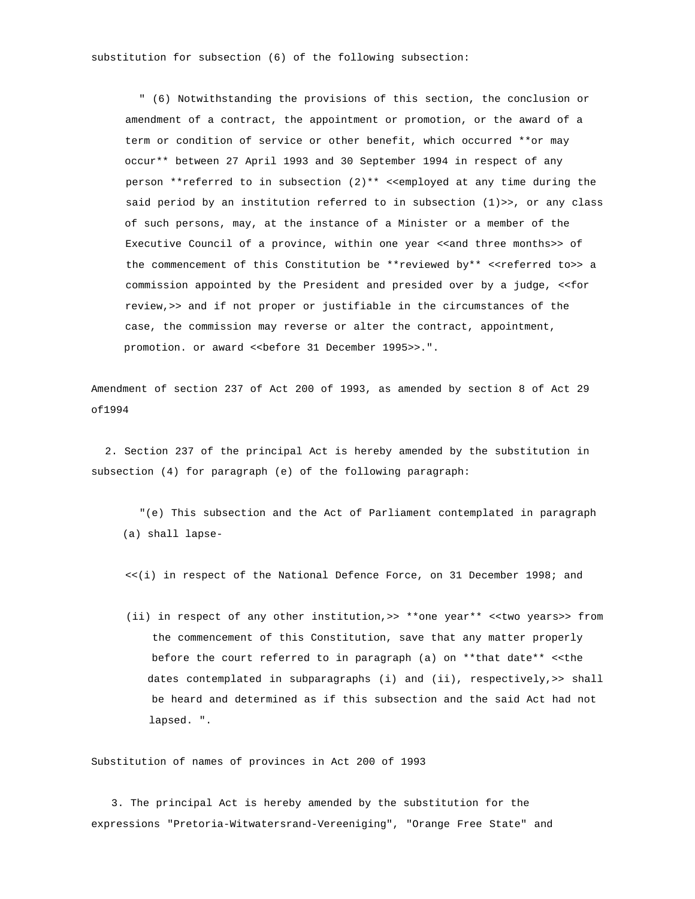substitution for subsection (6) of the following subsection:

> " (6) Notwithstanding the provisions of this section, the conclusion or amendment of a contract, the appointment or promotion, or the award of a term or condition of service or other benefit, which occurred **or may occur** between 27 April 1993 and 30 September 1994 in respect of any person **referred to in subsection (2)** <<employed at any time during the said period by an institution referred to in subsection (1)>>, or any class of such persons, may, at the instance of a Minister or a member of the Executive Council of a province, within one year <<and three months>> of the commencement of this Constitution be **reviewed by** <<referred to>> a commission appointed by the President and presided over by a judge, <<for review,>> and if not proper or justifiable in the circumstances of the case, the commission may reverse or alter the contract, appointment, promotion. or award <<before 31 December 1995>>.".

Amendment of section 237 of Act 200 of 1993, as amended by section 8 of Act 29 of1994

2. Section 237 of the principal Act is hereby amended by the substitution in subsection (4) for paragraph (e) of the following paragraph:

> "(e) This subsection and the Act of Parliament contemplated in paragraph (a) shall lapse-
>
> <<(i) in respect of the National Defence Force, on 31 December 1998; and
>
> (ii) in respect of any other institution,>> **one year** <<two years>> from the commencement of this Constitution, save that any matter properly before the court referred to in paragraph (a) on **that date** <<the dates contemplated in subparagraphs (i) and (ii), respectively,>> shall be heard and determined as if this subsection and the said Act had not lapsed. ".

Substitution of names of provinces in Act 200 of 1993

3. The principal Act is hereby amended by the substitution for the expressions "Pretoria-Witwatersrand-Vereeniging", "Orange Free State" and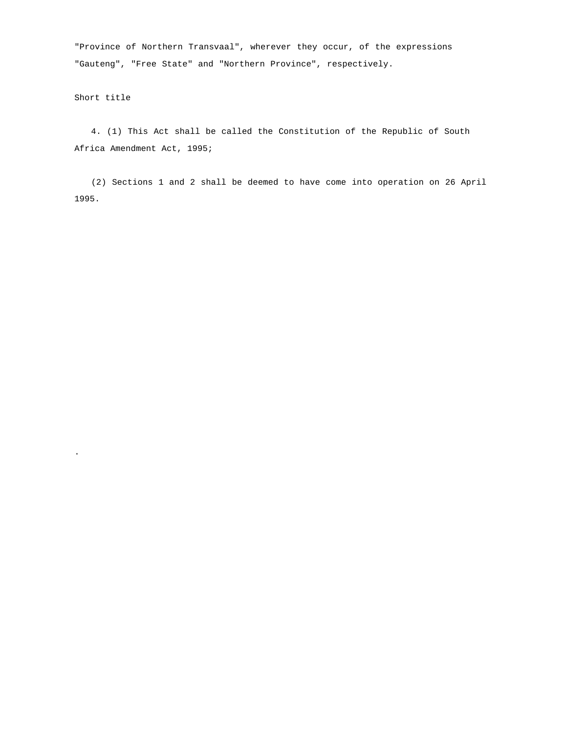"Province of Northern Transvaal", wherever they occur, of the expressions "Gauteng", "Free State" and "Northern Province", respectively.

Short title

4. (1) This Act shall be called the Constitution of the Republic of South Africa Amendment Act, 1995;

(2) Sections 1 and 2 shall be deemed to have come into operation on 26 April 1995.

.